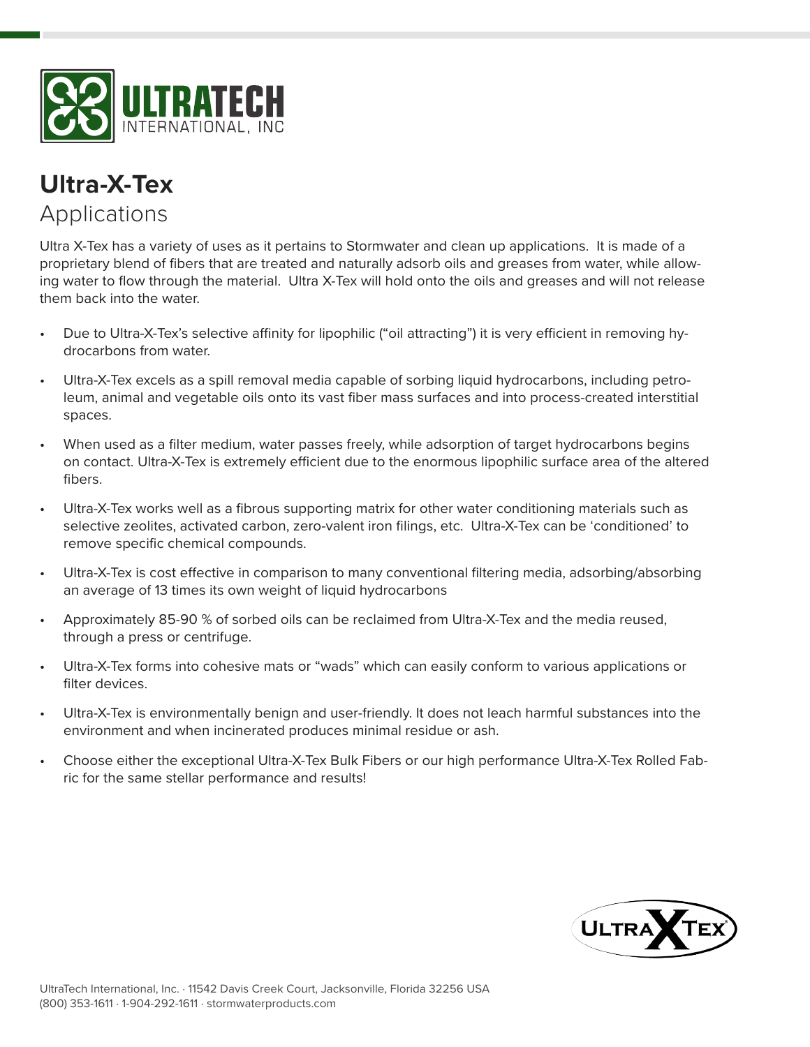# Ultra-X-Tex

## Applications

Ultra X-Tex has a variety of uses as it pertains to Stormwater and clean up applications. It is made of a proprietary blend of fibers that are treated and naturally adsorb oils and greases from water, while allowing water to flow through the material. Ultra X-Tex will hold onto the oils and greases and will not release them back into the water.

- Due to Ultra-X-Tex's selective affinity for lipophilic ("oil attracting") it is very efficient in removing hydrocarbons from water.
- Ultra-X-Tex excels as a spill removal media capable of sorbing liquid hydrocarbons, including petroleum, animal and vegetable oils onto its vast fiber mass surfaces and into process-created interstitial spaces.
- When used as a filter medium, water passes freely, while adsorption of target hydrocarbons begins on contact. Ultra-X-Tex is extremely efficient due to the enormous lipophilic surface area of the altered fibers.
- Ultra-X-Tex works well as a fibrous supporting matrix for other water conditioning materials such as selective zeolites, activated carbon, zero-valent iron filings, etc. Ultra-X-Tex can be 'conditioned' to remove specific chemical compounds.
- Ultra-X-Tex is cost effective in comparison to many conventional filtering media, adsorbing/absorbing an average of 13 times its own weight of liquid hydrocarbons
- Approximately 85-90 % of sorbed oils can be reclaimed from Ultra-X-Tex and the media reused, through a press or centrifuge.
- Ultra-X-Tex forms into cohesive mats or "wads" which can easily conform to various applications or filter devices.
- Ultra-X-Tex is environmentally benign and user-friendly. It does not leach harmful substances into the environment and when incinerated produces minimal residue or ash.
- Choose either the exceptional Ultra-X-Tex Bulk Fibers or our high performance Ultra-X-Tex Rolled Fabric for the same stellar performance and results!

UltraTech International, Inc. · 11542 Davis Creek Court, Jacksonville, Florida 32256 USA
(800) 353-1611 · 1-904-292-1611 · stormwaterproducts.com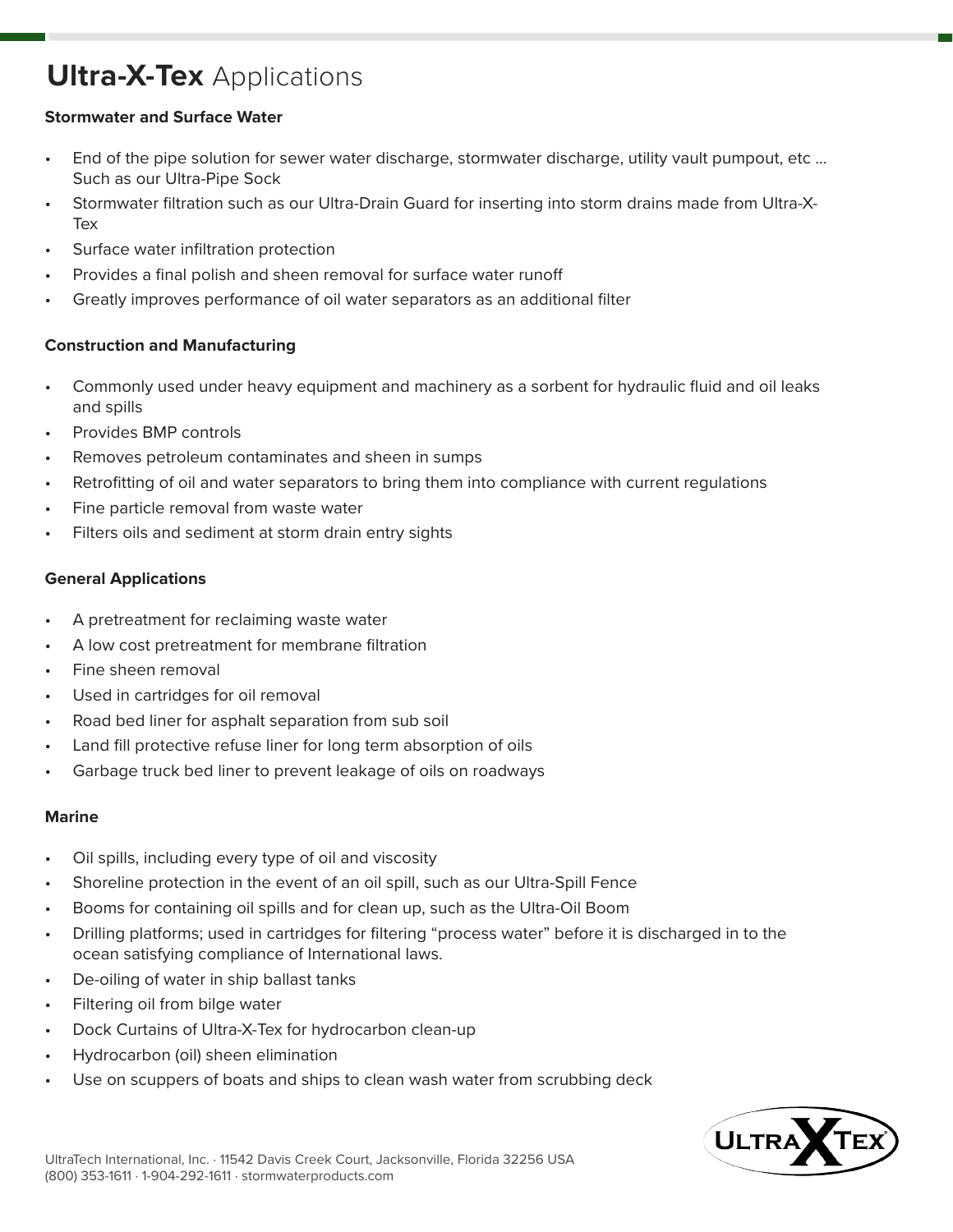# **Ultra-X-Tex** Applications

### Stormwater and Surface Water

- End of the pipe solution for sewer water discharge, stormwater discharge, utility vault pumpout, etc … Such as our Ultra-Pipe Sock
- Stormwater filtration such as our Ultra-Drain Guard for inserting into storm drains made from Ultra-X-Tex
- Surface water infiltration protection
- Provides a final polish and sheen removal for surface water runoff
- Greatly improves performance of oil water separators as an additional filter

### Construction and Manufacturing

- Commonly used under heavy equipment and machinery as a sorbent for hydraulic fluid and oil leaks and spills
- Provides BMP controls
- Removes petroleum contaminates and sheen in sumps
- Retrofitting of oil and water separators to bring them into compliance with current regulations
- Fine particle removal from waste water
- Filters oils and sediment at storm drain entry sights

### General Applications

- A pretreatment for reclaiming waste water
- A low cost pretreatment for membrane filtration
- Fine sheen removal
- Used in cartridges for oil removal
- Road bed liner for asphalt separation from sub soil
- Land fill protective refuse liner for long term absorption of oils
- Garbage truck bed liner to prevent leakage of oils on roadways

### Marine

- Oil spills, including every type of oil and viscosity
- Shoreline protection in the event of an oil spill, such as our Ultra-Spill Fence
- Booms for containing oil spills and for clean up, such as the Ultra-Oil Boom
- Drilling platforms; used in cartridges for filtering "process water" before it is discharged in to the ocean satisfying compliance of International laws.
- De-oiling of water in ship ballast tanks
- Filtering oil from bilge water
- Dock Curtains of Ultra-X-Tex for hydrocarbon clean-up
- Hydrocarbon (oil) sheen elimination
- Use on scuppers of boats and ships to clean wash water from scrubbing deck

UltraTech International, Inc. · 11542 Davis Creek Court, Jacksonville, Florida 32256 USA
(800) 353-1611 · 1-904-292-1611 · stormwaterproducts.com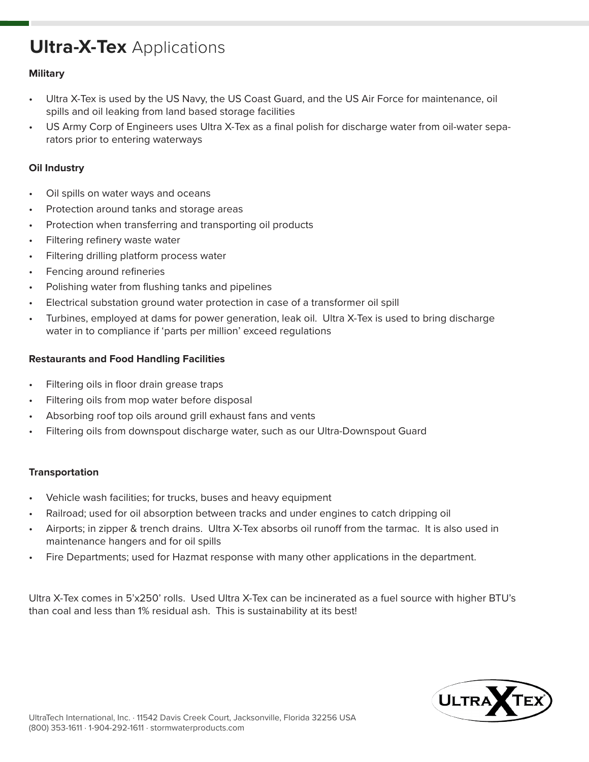# **Ultra-X-Tex** Applications

**Military**

- Ultra X-Tex is used by the US Navy, the US Coast Guard, and the US Air Force for maintenance, oil spills and oil leaking from land based storage facilities
- US Army Corp of Engineers uses Ultra X-Tex as a final polish for discharge water from oil-water separators prior to entering waterways

**Oil Industry**

- Oil spills on water ways and oceans
- Protection around tanks and storage areas
- Protection when transferring and transporting oil products
- Filtering refinery waste water
- Filtering drilling platform process water
- Fencing around refineries
- Polishing water from flushing tanks and pipelines
- Electrical substation ground water protection in case of a transformer oil spill
- Turbines, employed at dams for power generation, leak oil. Ultra X-Tex is used to bring discharge water in to compliance if 'parts per million' exceed regulations

**Restaurants and Food Handling Facilities**

- Filtering oils in floor drain grease traps
- Filtering oils from mop water before disposal
- Absorbing roof top oils around grill exhaust fans and vents
- Filtering oils from downspout discharge water, such as our Ultra-Downspout Guard

**Transportation**

- Vehicle wash facilities; for trucks, buses and heavy equipment
- Railroad; used for oil absorption between tracks and under engines to catch dripping oil
- Airports; in zipper & trench drains. Ultra X-Tex absorbs oil runoff from the tarmac. It is also used in maintenance hangers and for oil spills
- Fire Departments; used for Hazmat response with many other applications in the department.

Ultra X-Tex comes in 5'x250' rolls. Used Ultra X-Tex can be incinerated as a fuel source with higher BTU's than coal and less than 1% residual ash. This is sustainability at its best!

UltraTech International, Inc. · 11542 Davis Creek Court, Jacksonville, Florida 32256 USA
(800) 353-1611 · 1-904-292-1611 · stormwaterproducts.com